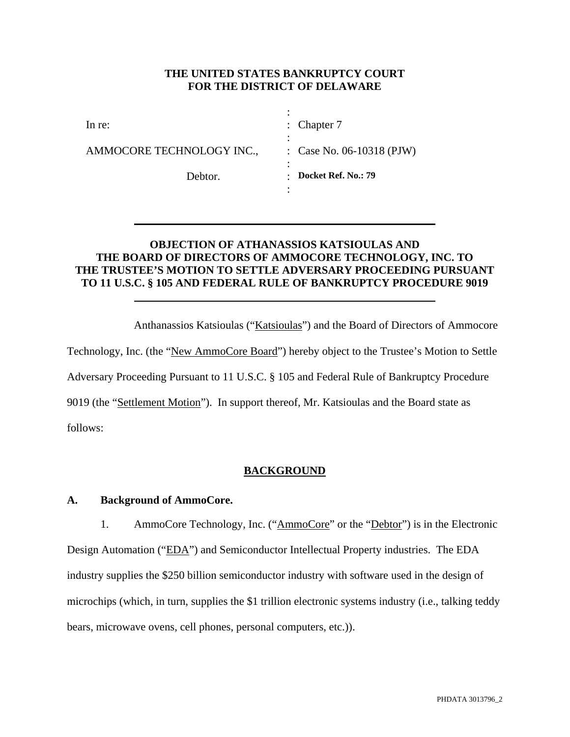**THE UNITED STATES BANKRUPTCY COURT**
**FOR THE DISTRICT OF DELAWARE**

| | | |
|---|---|---|
| In re: | : | Chapter 7 |
| AMMOCORE TECHNOLOGY INC., | : | Case No. 06-10318 (PJW) |
| Debtor. | : | **Docket Ref. No.: 79** |

---

**OBJECTION OF ATHANASSIOS KATSIOULAS AND THE BOARD OF DIRECTORS OF AMMOCORE TECHNOLOGY, INC. TO THE TRUSTEE'S MOTION TO SETTLE ADVERSARY PROCEEDING PURSUANT TO 11 U.S.C. § 105 AND FEDERAL RULE OF BANKRUPTCY PROCEDURE 9019**

---

Anthanassios Katsioulas ("Katsioulas") and the Board of Directors of Ammocore Technology, Inc. (the "New AmmoCore Board") hereby object to the Trustee's Motion to Settle Adversary Proceeding Pursuant to 11 U.S.C. § 105 and Federal Rule of Bankruptcy Procedure 9019 (the "Settlement Motion"). In support thereof, Mr. Katsioulas and the Board state as follows:

## BACKGROUND

### A. Background of AmmoCore.

1. AmmoCore Technology, Inc. ("AmmoCore" or the "Debtor") is in the Electronic Design Automation ("EDA") and Semiconductor Intellectual Property industries. The EDA industry supplies the $250 billion semiconductor industry with software used in the design of microchips (which, in turn, supplies the $1 trillion electronic systems industry (i.e., talking teddy bears, microwave ovens, cell phones, personal computers, etc.)).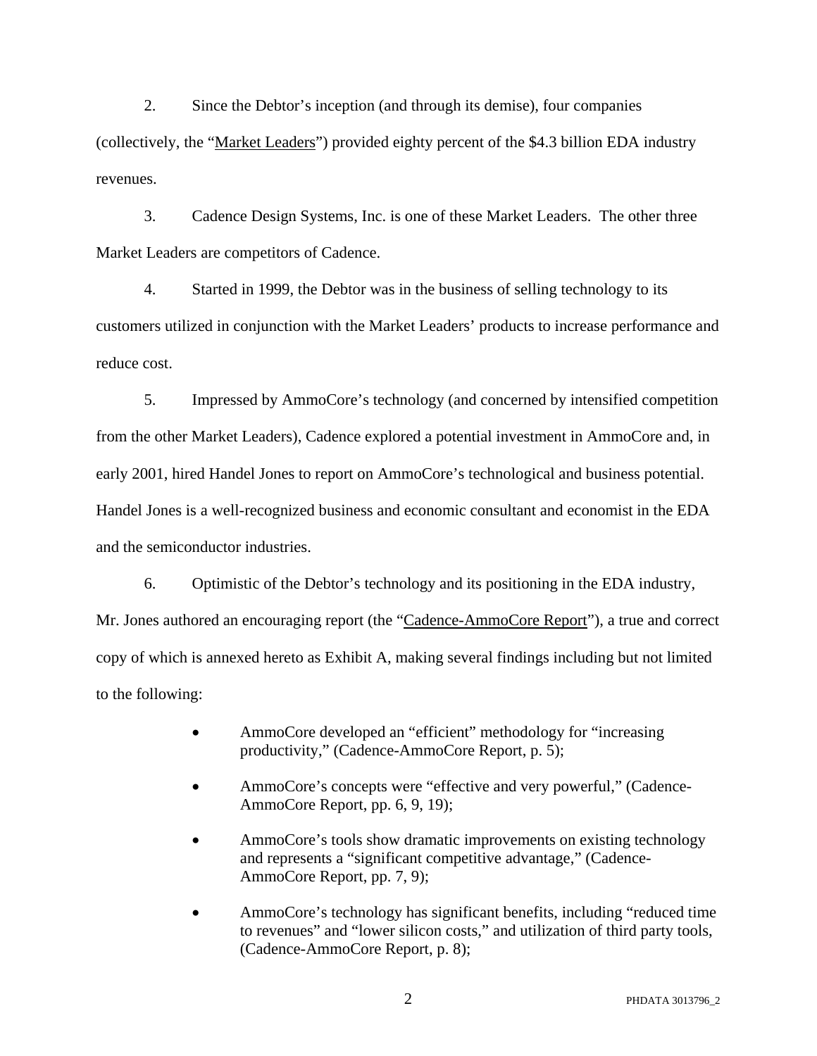2. Since the Debtor's inception (and through its demise), four companies (collectively, the "Market Leaders") provided eighty percent of the $4.3 billion EDA industry revenues.

3. Cadence Design Systems, Inc. is one of these Market Leaders. The other three Market Leaders are competitors of Cadence.

4. Started in 1999, the Debtor was in the business of selling technology to its customers utilized in conjunction with the Market Leaders' products to increase performance and reduce cost.

5. Impressed by AmmoCore's technology (and concerned by intensified competition from the other Market Leaders), Cadence explored a potential investment in AmmoCore and, in early 2001, hired Handel Jones to report on AmmoCore's technological and business potential. Handel Jones is a well-recognized business and economic consultant and economist in the EDA and the semiconductor industries.

6. Optimistic of the Debtor's technology and its positioning in the EDA industry, Mr. Jones authored an encouraging report (the "Cadence-AmmoCore Report"), a true and correct copy of which is annexed hereto as Exhibit A, making several findings including but not limited to the following:

- AmmoCore developed an "efficient" methodology for "increasing productivity," (Cadence-AmmoCore Report, p. 5);
- AmmoCore's concepts were "effective and very powerful," (Cadence-AmmoCore Report, pp. 6, 9, 19);
- AmmoCore's tools show dramatic improvements on existing technology and represents a "significant competitive advantage," (Cadence-AmmoCore Report, pp. 7, 9);
- AmmoCore's technology has significant benefits, including "reduced time to revenues" and "lower silicon costs," and utilization of third party tools, (Cadence-AmmoCore Report, p. 8);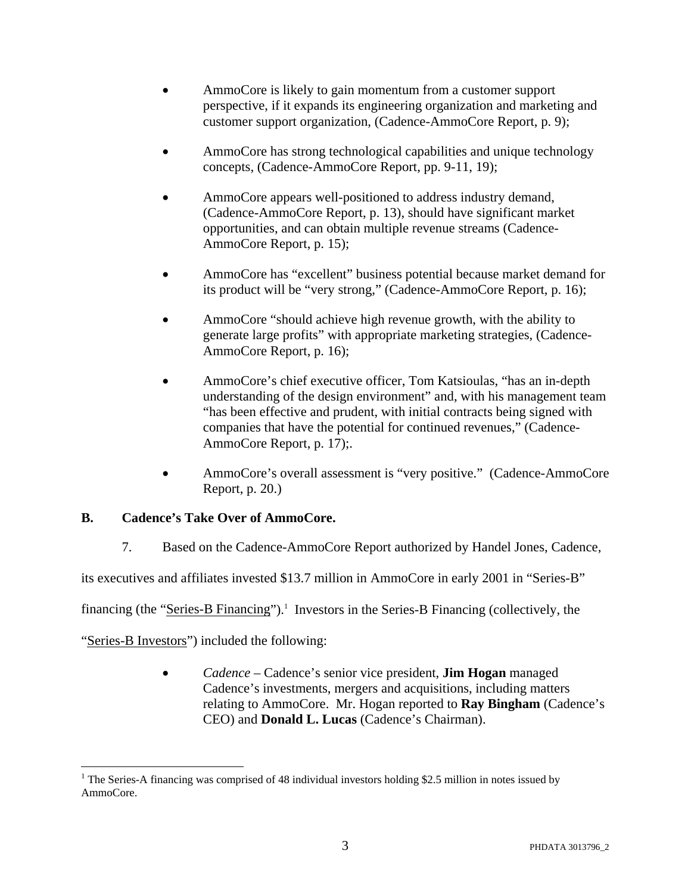- AmmoCore is likely to gain momentum from a customer support perspective, if it expands its engineering organization and marketing and customer support organization, (Cadence-AmmoCore Report, p. 9);

- AmmoCore has strong technological capabilities and unique technology concepts, (Cadence-AmmoCore Report, pp. 9-11, 19);

- AmmoCore appears well-positioned to address industry demand, (Cadence-AmmoCore Report, p. 13), should have significant market opportunities, and can obtain multiple revenue streams (Cadence-AmmoCore Report, p. 15);

- AmmoCore has "excellent" business potential because market demand for its product will be "very strong," (Cadence-AmmoCore Report, p. 16);

- AmmoCore "should achieve high revenue growth, with the ability to generate large profits" with appropriate marketing strategies, (Cadence-AmmoCore Report, p. 16);

- AmmoCore's chief executive officer, Tom Katsioulas, "has an in-depth understanding of the design environment" and, with his management team "has been effective and prudent, with initial contracts being signed with companies that have the potential for continued revenues," (Cadence-AmmoCore Report, p. 17);.

- AmmoCore's overall assessment is "very positive." (Cadence-AmmoCore Report, p. 20.)

**B. Cadence's Take Over of AmmoCore.**

7. Based on the Cadence-AmmoCore Report authorized by Handel Jones, Cadence, its executives and affiliates invested $13.7 million in AmmoCore in early 2001 in "Series-B" financing (the "<u>Series-B Financing</u>").[1] Investors in the Series-B Financing (collectively, the "<u>Series-B Investors</u>") included the following:

- *Cadence* – Cadence's senior vice president, **Jim Hogan** managed Cadence's investments, mergers and acquisitions, including matters relating to AmmoCore. Mr. Hogan reported to **Ray Bingham** (Cadence's CEO) and **Donald L. Lucas** (Cadence's Chairman).

[1] The Series-A financing was comprised of 48 individual investors holding $2.5 million in notes issued by AmmoCore.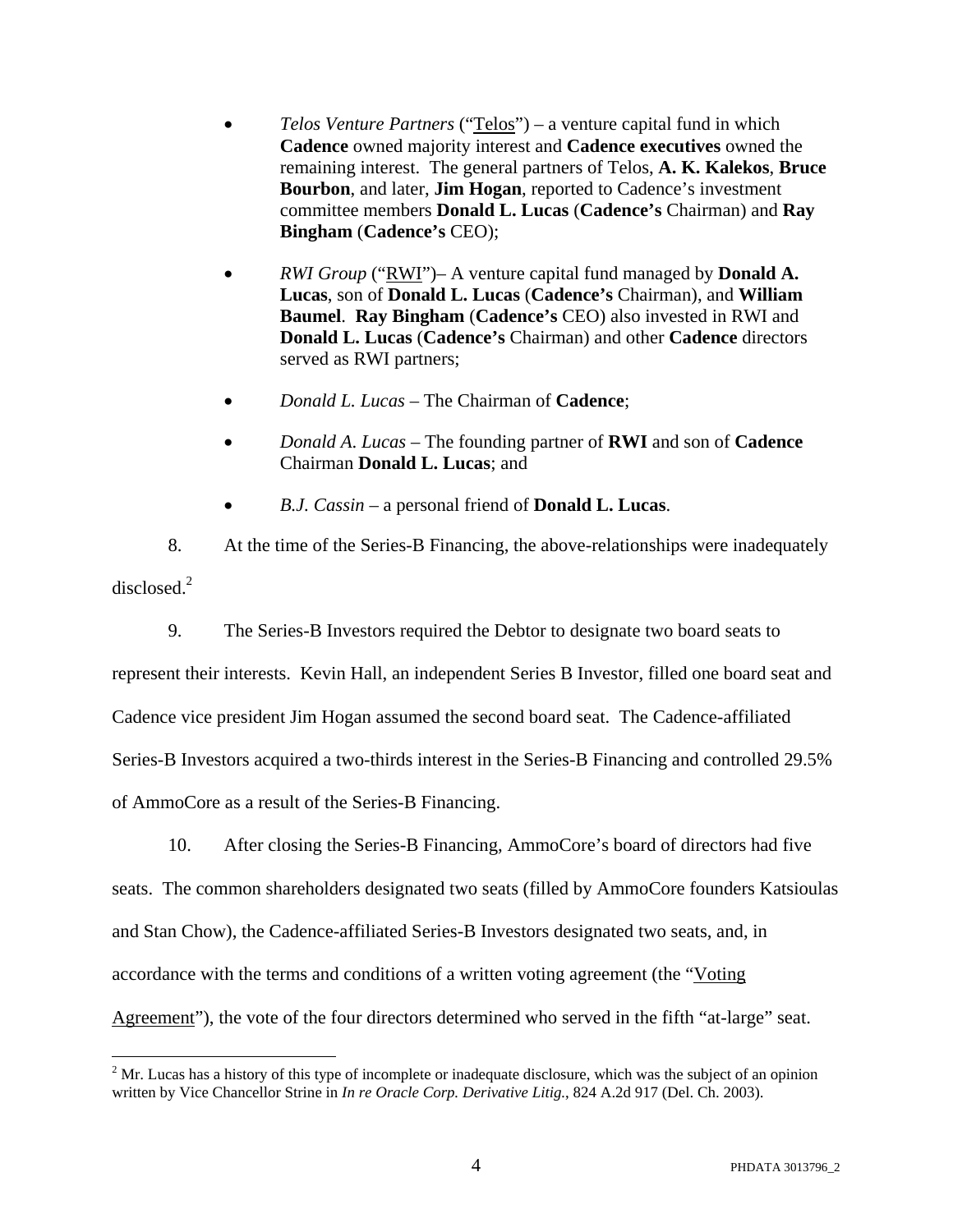- *Telos Venture Partners* ("Telos") – a venture capital fund in which **Cadence** owned majority interest and **Cadence executives** owned the remaining interest. The general partners of Telos, **A. K. Kalekos**, **Bruce Bourbon**, and later, **Jim Hogan**, reported to Cadence's investment committee members **Donald L. Lucas** (**Cadence's** Chairman) and **Ray Bingham** (**Cadence's** CEO);

- *RWI Group* ("RWI")– A venture capital fund managed by **Donald A. Lucas**, son of **Donald L. Lucas** (**Cadence's** Chairman), and **William Baumel**. **Ray Bingham** (**Cadence's** CEO) also invested in RWI and **Donald L. Lucas** (**Cadence's** Chairman) and other **Cadence** directors served as RWI partners;

- *Donald L. Lucas* – The Chairman of **Cadence**;

- *Donald A. Lucas* – The founding partner of **RWI** and son of **Cadence** Chairman **Donald L. Lucas**; and

- *B.J. Cassin* – a personal friend of **Donald L. Lucas**.

8. At the time of the Series-B Financing, the above-relationships were inadequately disclosed.[2]

9. The Series-B Investors required the Debtor to designate two board seats to represent their interests. Kevin Hall, an independent Series B Investor, filled one board seat and Cadence vice president Jim Hogan assumed the second board seat. The Cadence-affiliated Series-B Investors acquired a two-thirds interest in the Series-B Financing and controlled 29.5% of AmmoCore as a result of the Series-B Financing.

10. After closing the Series-B Financing, AmmoCore's board of directors had five seats. The common shareholders designated two seats (filled by AmmoCore founders Katsioulas and Stan Chow), the Cadence-affiliated Series-B Investors designated two seats, and, in accordance with the terms and conditions of a written voting agreement (the "Voting Agreement"), the vote of the four directors determined who served in the fifth "at-large" seat.

[2] Mr. Lucas has a history of this type of incomplete or inadequate disclosure, which was the subject of an opinion written by Vice Chancellor Strine in *In re Oracle Corp. Derivative Litig.*, 824 A.2d 917 (Del. Ch. 2003).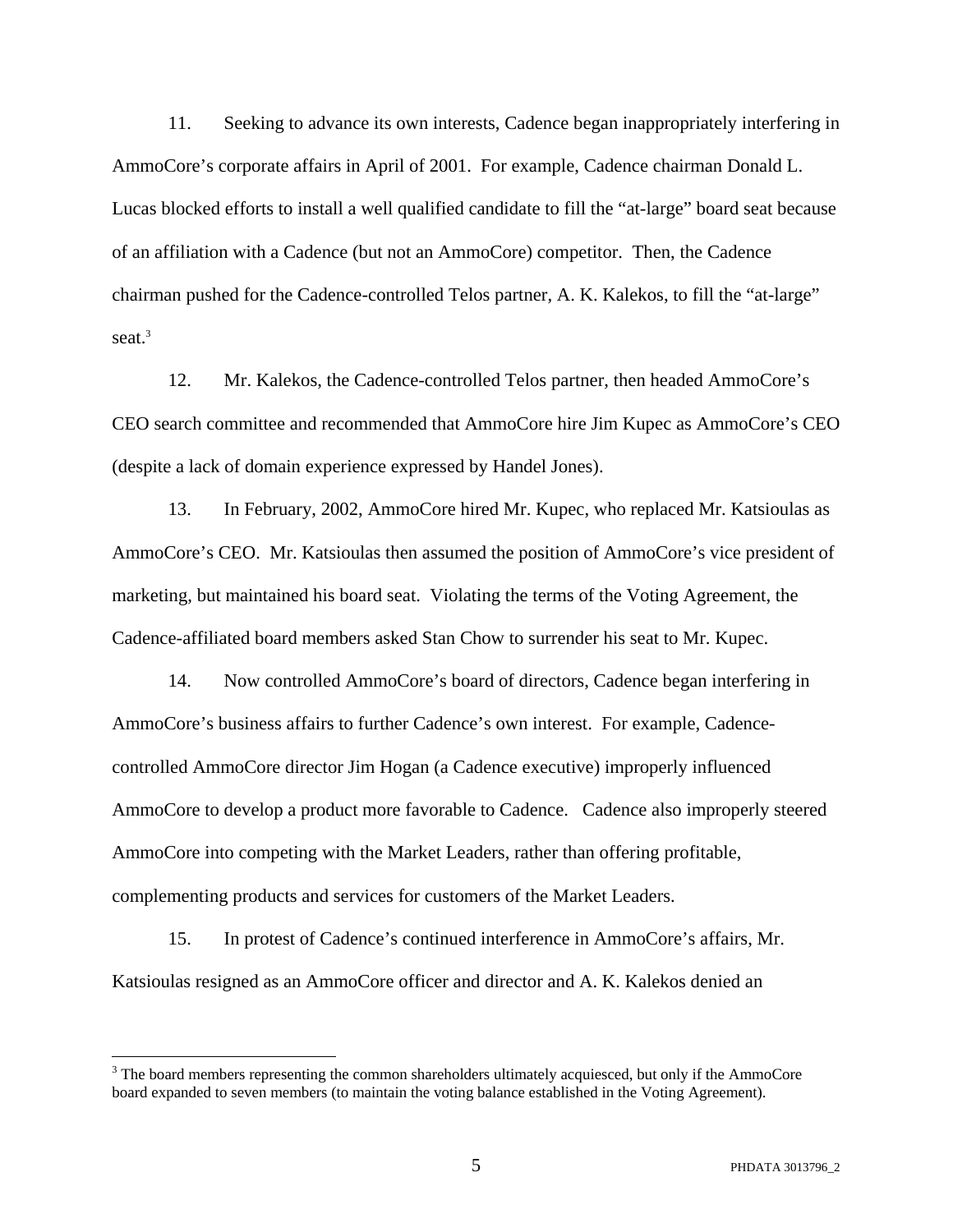11. Seeking to advance its own interests, Cadence began inappropriately interfering in AmmoCore's corporate affairs in April of 2001. For example, Cadence chairman Donald L. Lucas blocked efforts to install a well qualified candidate to fill the "at-large" board seat because of an affiliation with a Cadence (but not an AmmoCore) competitor. Then, the Cadence chairman pushed for the Cadence-controlled Telos partner, A. K. Kalekos, to fill the "at-large" seat.[3]

12. Mr. Kalekos, the Cadence-controlled Telos partner, then headed AmmoCore's CEO search committee and recommended that AmmoCore hire Jim Kupec as AmmoCore's CEO (despite a lack of domain experience expressed by Handel Jones).

13. In February, 2002, AmmoCore hired Mr. Kupec, who replaced Mr. Katsioulas as AmmoCore's CEO. Mr. Katsioulas then assumed the position of AmmoCore's vice president of marketing, but maintained his board seat. Violating the terms of the Voting Agreement, the Cadence-affiliated board members asked Stan Chow to surrender his seat to Mr. Kupec.

14. Now controlled AmmoCore's board of directors, Cadence began interfering in AmmoCore's business affairs to further Cadence's own interest. For example, Cadence-controlled AmmoCore director Jim Hogan (a Cadence executive) improperly influenced AmmoCore to develop a product more favorable to Cadence. Cadence also improperly steered AmmoCore into competing with the Market Leaders, rather than offering profitable, complementing products and services for customers of the Market Leaders.

15. In protest of Cadence's continued interference in AmmoCore's affairs, Mr. Katsioulas resigned as an AmmoCore officer and director and A. K. Kalekos denied an

[3] The board members representing the common shareholders ultimately acquiesced, but only if the AmmoCore board expanded to seven members (to maintain the voting balance established in the Voting Agreement).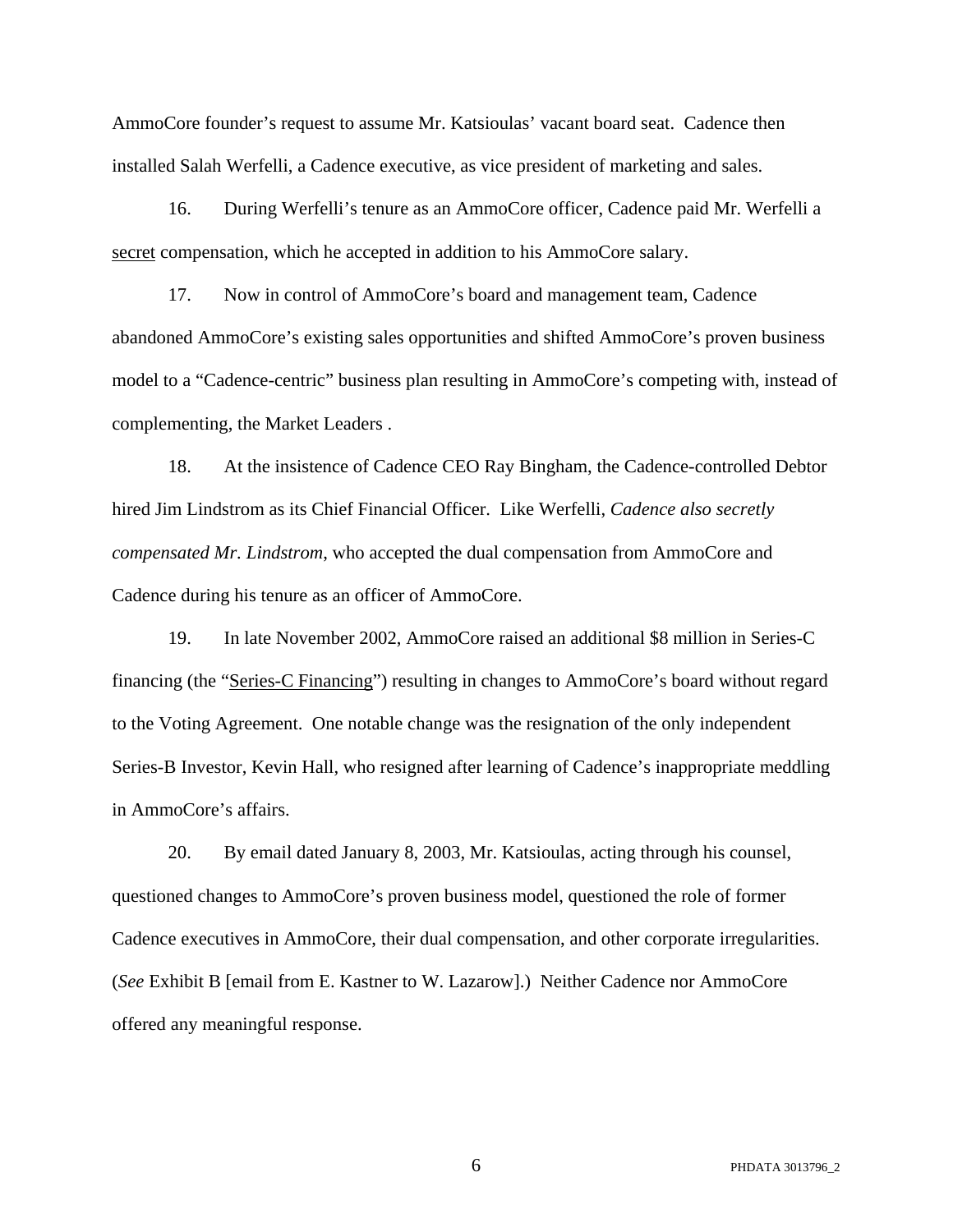AmmoCore founder's request to assume Mr. Katsioulas' vacant board seat. Cadence then installed Salah Werfelli, a Cadence executive, as vice president of marketing and sales.

16. During Werfelli's tenure as an AmmoCore officer, Cadence paid Mr. Werfelli a <u>secret</u> compensation, which he accepted in addition to his AmmoCore salary.

17. Now in control of AmmoCore's board and management team, Cadence abandoned AmmoCore's existing sales opportunities and shifted AmmoCore's proven business model to a "Cadence-centric" business plan resulting in AmmoCore's competing with, instead of complementing, the Market Leaders .

18. At the insistence of Cadence CEO Ray Bingham, the Cadence-controlled Debtor hired Jim Lindstrom as its Chief Financial Officer. Like Werfelli, *Cadence also secretly compensated Mr. Lindstrom*, who accepted the dual compensation from AmmoCore and Cadence during his tenure as an officer of AmmoCore.

19. In late November 2002, AmmoCore raised an additional $8 million in Series-C financing (the "<u>Series-C Financing</u>") resulting in changes to AmmoCore's board without regard to the Voting Agreement. One notable change was the resignation of the only independent Series-B Investor, Kevin Hall, who resigned after learning of Cadence's inappropriate meddling in AmmoCore's affairs.

20. By email dated January 8, 2003, Mr. Katsioulas, acting through his counsel, questioned changes to AmmoCore's proven business model, questioned the role of former Cadence executives in AmmoCore, their dual compensation, and other corporate irregularities. (*See* Exhibit B [email from E. Kastner to W. Lazarow].) Neither Cadence nor AmmoCore offered any meaningful response.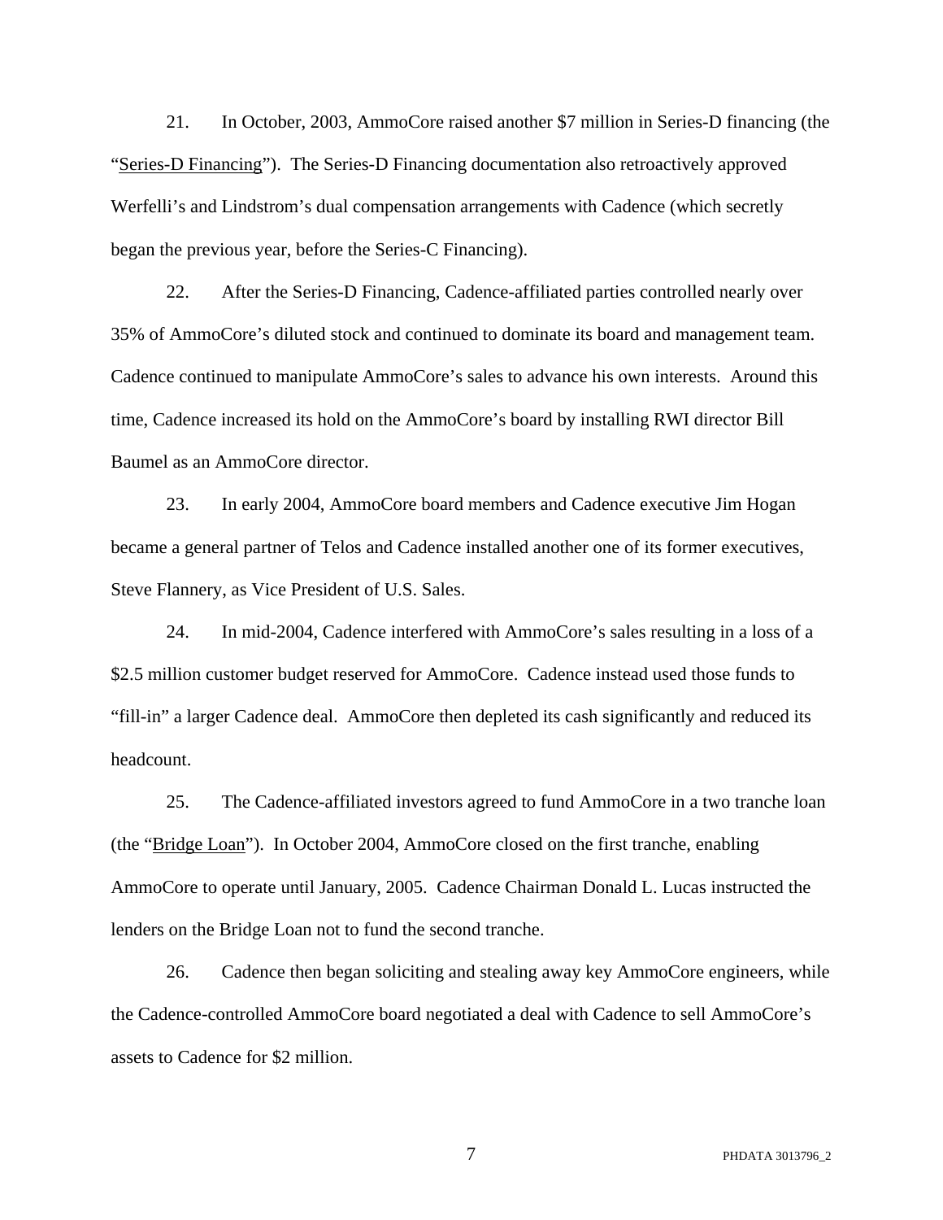21. In October, 2003, AmmoCore raised another $7 million in Series-D financing (the "Series-D Financing"). The Series-D Financing documentation also retroactively approved Werfelli's and Lindstrom's dual compensation arrangements with Cadence (which secretly began the previous year, before the Series-C Financing).

22. After the Series-D Financing, Cadence-affiliated parties controlled nearly over 35% of AmmoCore's diluted stock and continued to dominate its board and management team. Cadence continued to manipulate AmmoCore's sales to advance his own interests. Around this time, Cadence increased its hold on the AmmoCore's board by installing RWI director Bill Baumel as an AmmoCore director.

23. In early 2004, AmmoCore board members and Cadence executive Jim Hogan became a general partner of Telos and Cadence installed another one of its former executives, Steve Flannery, as Vice President of U.S. Sales.

24. In mid-2004, Cadence interfered with AmmoCore's sales resulting in a loss of a $2.5 million customer budget reserved for AmmoCore. Cadence instead used those funds to "fill-in" a larger Cadence deal. AmmoCore then depleted its cash significantly and reduced its headcount.

25. The Cadence-affiliated investors agreed to fund AmmoCore in a two tranche loan (the "Bridge Loan"). In October 2004, AmmoCore closed on the first tranche, enabling AmmoCore to operate until January, 2005. Cadence Chairman Donald L. Lucas instructed the lenders on the Bridge Loan not to fund the second tranche.

26. Cadence then began soliciting and stealing away key AmmoCore engineers, while the Cadence-controlled AmmoCore board negotiated a deal with Cadence to sell AmmoCore's assets to Cadence for $2 million.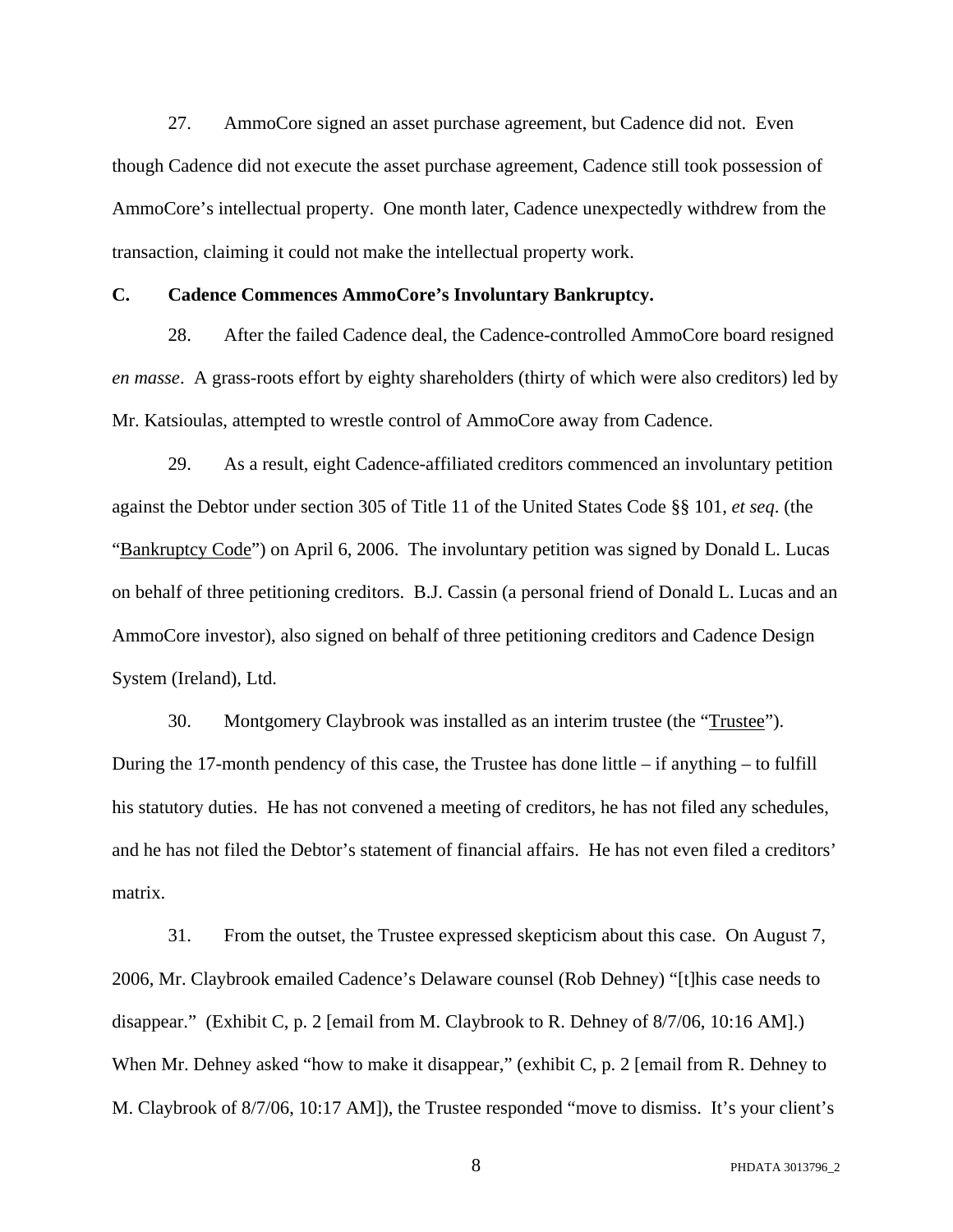27. AmmoCore signed an asset purchase agreement, but Cadence did not. Even though Cadence did not execute the asset purchase agreement, Cadence still took possession of AmmoCore's intellectual property. One month later, Cadence unexpectedly withdrew from the transaction, claiming it could not make the intellectual property work.

**C. Cadence Commences AmmoCore's Involuntary Bankruptcy.**

28. After the failed Cadence deal, the Cadence-controlled AmmoCore board resigned *en masse*. A grass-roots effort by eighty shareholders (thirty of which were also creditors) led by Mr. Katsioulas, attempted to wrestle control of AmmoCore away from Cadence.

29. As a result, eight Cadence-affiliated creditors commenced an involuntary petition against the Debtor under section 305 of Title 11 of the United States Code §§ 101, *et seq.* (the "<u>Bankruptcy Code</u>") on April 6, 2006. The involuntary petition was signed by Donald L. Lucas on behalf of three petitioning creditors. B.J. Cassin (a personal friend of Donald L. Lucas and an AmmoCore investor), also signed on behalf of three petitioning creditors and Cadence Design System (Ireland), Ltd.

30. Montgomery Claybrook was installed as an interim trustee (the "<u>Trustee</u>"). During the 17-month pendency of this case, the Trustee has done little – if anything – to fulfill his statutory duties. He has not convened a meeting of creditors, he has not filed any schedules, and he has not filed the Debtor's statement of financial affairs. He has not even filed a creditors' matrix.

31. From the outset, the Trustee expressed skepticism about this case. On August 7, 2006, Mr. Claybrook emailed Cadence's Delaware counsel (Rob Dehney) "[t]his case needs to disappear." (Exhibit C, p. 2 [email from M. Claybrook to R. Dehney of 8/7/06, 10:16 AM].) When Mr. Dehney asked "how to make it disappear," (exhibit C, p. 2 [email from R. Dehney to M. Claybrook of 8/7/06, 10:17 AM]), the Trustee responded "move to dismiss. It's your client's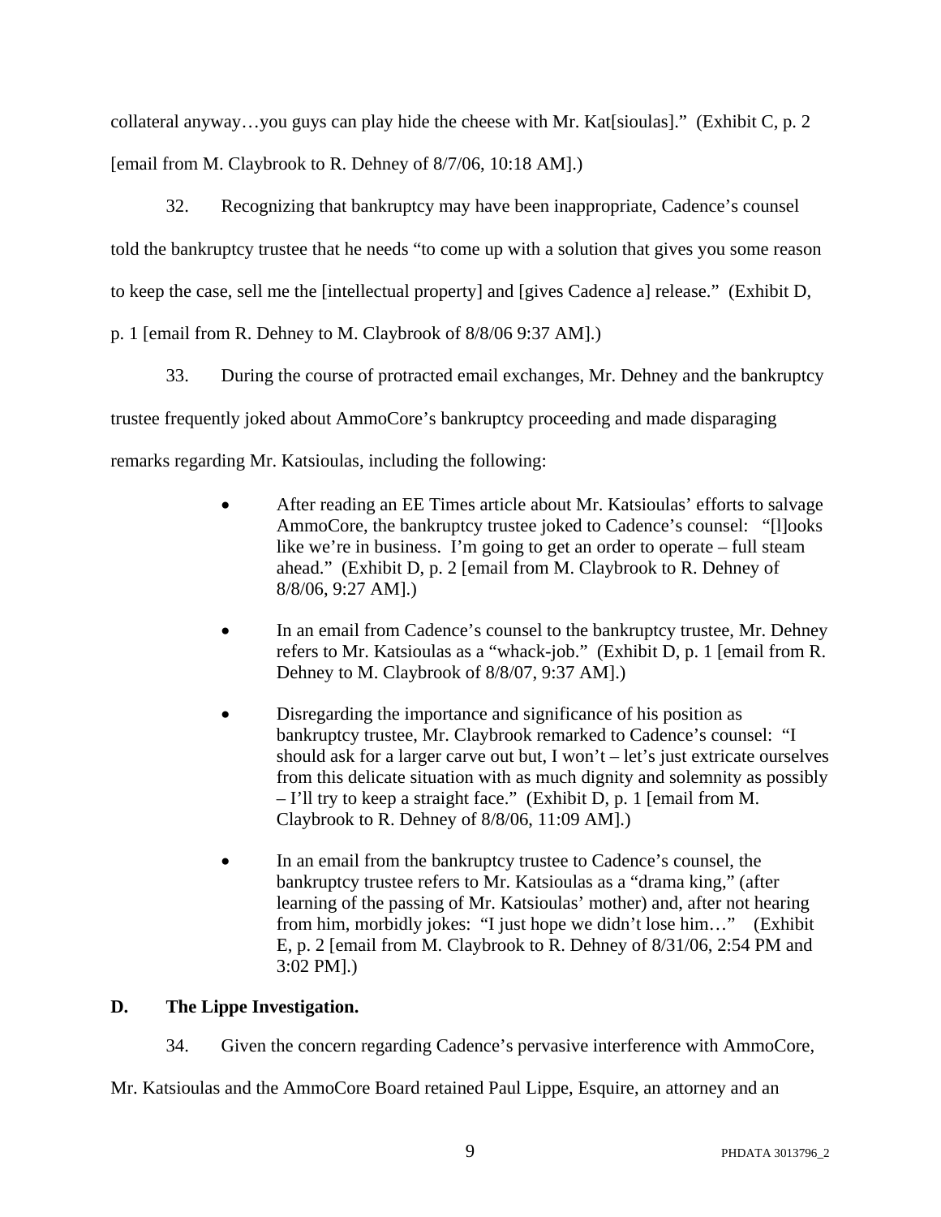collateral anyway…you guys can play hide the cheese with Mr. Kat[sioulas]." (Exhibit C, p. 2 [email from M. Claybrook to R. Dehney of 8/7/06, 10:18 AM].)

32. Recognizing that bankruptcy may have been inappropriate, Cadence's counsel told the bankruptcy trustee that he needs "to come up with a solution that gives you some reason to keep the case, sell me the [intellectual property] and [gives Cadence a] release." (Exhibit D, p. 1 [email from R. Dehney to M. Claybrook of 8/8/06 9:37 AM].)

33. During the course of protracted email exchanges, Mr. Dehney and the bankruptcy trustee frequently joked about AmmoCore's bankruptcy proceeding and made disparaging remarks regarding Mr. Katsioulas, including the following:

- After reading an EE Times article about Mr. Katsioulas' efforts to salvage AmmoCore, the bankruptcy trustee joked to Cadence's counsel: "[l]ooks like we're in business. I'm going to get an order to operate – full steam ahead." (Exhibit D, p. 2 [email from M. Claybrook to R. Dehney of 8/8/06, 9:27 AM].)

- In an email from Cadence's counsel to the bankruptcy trustee, Mr. Dehney refers to Mr. Katsioulas as a "whack-job." (Exhibit D, p. 1 [email from R. Dehney to M. Claybrook of 8/8/07, 9:37 AM].)

- Disregarding the importance and significance of his position as bankruptcy trustee, Mr. Claybrook remarked to Cadence's counsel: "I should ask for a larger carve out but, I won't – let's just extricate ourselves from this delicate situation with as much dignity and solemnity as possibly – I'll try to keep a straight face." (Exhibit D, p. 1 [email from M. Claybrook to R. Dehney of 8/8/06, 11:09 AM].)

- In an email from the bankruptcy trustee to Cadence's counsel, the bankruptcy trustee refers to Mr. Katsioulas as a "drama king," (after learning of the passing of Mr. Katsioulas' mother) and, after not hearing from him, morbidly jokes: "I just hope we didn't lose him…" (Exhibit E, p. 2 [email from M. Claybrook to R. Dehney of 8/31/06, 2:54 PM and 3:02 PM].)

**D. The Lippe Investigation.**

34. Given the concern regarding Cadence's pervasive interference with AmmoCore, Mr. Katsioulas and the AmmoCore Board retained Paul Lippe, Esquire, an attorney and an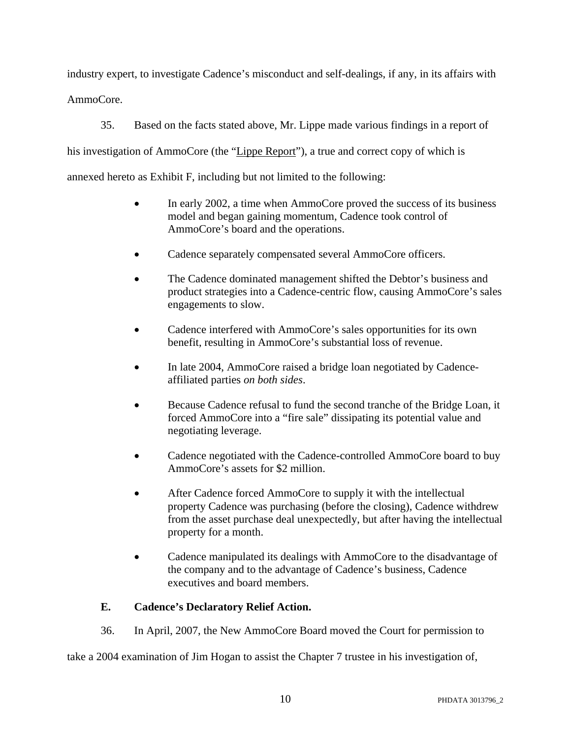industry expert, to investigate Cadence's misconduct and self-dealings, if any, in its affairs with AmmoCore.

35. Based on the facts stated above, Mr. Lippe made various findings in a report of his investigation of AmmoCore (the "Lippe Report"), a true and correct copy of which is annexed hereto as Exhibit F, including but not limited to the following:

- In early 2002, a time when AmmoCore proved the success of its business model and began gaining momentum, Cadence took control of AmmoCore's board and the operations.
- Cadence separately compensated several AmmoCore officers.
- The Cadence dominated management shifted the Debtor's business and product strategies into a Cadence-centric flow, causing AmmoCore's sales engagements to slow.
- Cadence interfered with AmmoCore's sales opportunities for its own benefit, resulting in AmmoCore's substantial loss of revenue.
- In late 2004, AmmoCore raised a bridge loan negotiated by Cadence-affiliated parties *on both sides*.
- Because Cadence refusal to fund the second tranche of the Bridge Loan, it forced AmmoCore into a "fire sale" dissipating its potential value and negotiating leverage.
- Cadence negotiated with the Cadence-controlled AmmoCore board to buy AmmoCore's assets for $2 million.
- After Cadence forced AmmoCore to supply it with the intellectual property Cadence was purchasing (before the closing), Cadence withdrew from the asset purchase deal unexpectedly, but after having the intellectual property for a month.
- Cadence manipulated its dealings with AmmoCore to the disadvantage of the company and to the advantage of Cadence's business, Cadence executives and board members.

### E. Cadence's Declaratory Relief Action.

36. In April, 2007, the New AmmoCore Board moved the Court for permission to take a 2004 examination of Jim Hogan to assist the Chapter 7 trustee in his investigation of,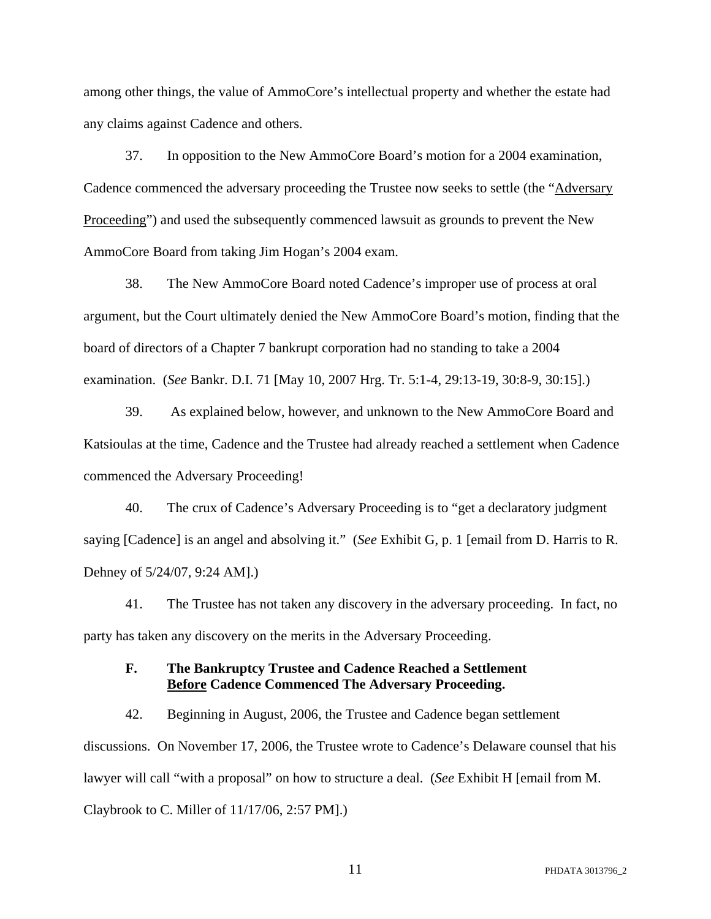among other things, the value of AmmoCore's intellectual property and whether the estate had any claims against Cadence and others.

37. In opposition to the New AmmoCore Board's motion for a 2004 examination, Cadence commenced the adversary proceeding the Trustee now seeks to settle (the "<u>Adversary Proceeding</u>") and used the subsequently commenced lawsuit as grounds to prevent the New AmmoCore Board from taking Jim Hogan's 2004 exam.

38. The New AmmoCore Board noted Cadence's improper use of process at oral argument, but the Court ultimately denied the New AmmoCore Board's motion, finding that the board of directors of a Chapter 7 bankrupt corporation had no standing to take a 2004 examination. (*See* Bankr. D.I. 71 [May 10, 2007 Hrg. Tr. 5:1-4, 29:13-19, 30:8-9, 30:15].)

39. As explained below, however, and unknown to the New AmmoCore Board and Katsioulas at the time, Cadence and the Trustee had already reached a settlement when Cadence commenced the Adversary Proceeding!

40. The crux of Cadence's Adversary Proceeding is to "get a declaratory judgment saying [Cadence] is an angel and absolving it." (*See* Exhibit G, p. 1 [email from D. Harris to R. Dehney of 5/24/07, 9:24 AM].)

41. The Trustee has not taken any discovery in the adversary proceeding. In fact, no party has taken any discovery on the merits in the Adversary Proceeding.

### F. The Bankruptcy Trustee and Cadence Reached a Settlement <u>Before</u> Cadence Commenced The Adversary Proceeding.

42. Beginning in August, 2006, the Trustee and Cadence began settlement discussions. On November 17, 2006, the Trustee wrote to Cadence's Delaware counsel that his lawyer will call "with a proposal" on how to structure a deal. (*See* Exhibit H [email from M. Claybrook to C. Miller of 11/17/06, 2:57 PM].)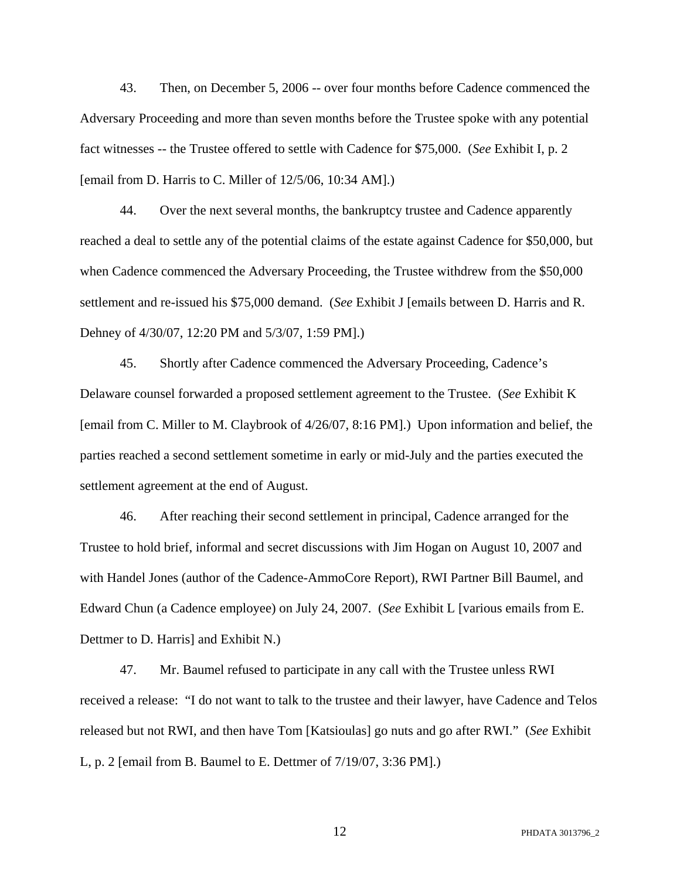43. Then, on December 5, 2006 -- over four months before Cadence commenced the Adversary Proceeding and more than seven months before the Trustee spoke with any potential fact witnesses -- the Trustee offered to settle with Cadence for $75,000. (*See* Exhibit I, p. 2 [email from D. Harris to C. Miller of 12/5/06, 10:34 AM].)

44. Over the next several months, the bankruptcy trustee and Cadence apparently reached a deal to settle any of the potential claims of the estate against Cadence for $50,000, but when Cadence commenced the Adversary Proceeding, the Trustee withdrew from the $50,000 settlement and re-issued his $75,000 demand. (*See* Exhibit J [emails between D. Harris and R. Dehney of 4/30/07, 12:20 PM and 5/3/07, 1:59 PM].)

45. Shortly after Cadence commenced the Adversary Proceeding, Cadence's Delaware counsel forwarded a proposed settlement agreement to the Trustee. (*See* Exhibit K [email from C. Miller to M. Claybrook of 4/26/07, 8:16 PM].) Upon information and belief, the parties reached a second settlement sometime in early or mid-July and the parties executed the settlement agreement at the end of August.

46. After reaching their second settlement in principal, Cadence arranged for the Trustee to hold brief, informal and secret discussions with Jim Hogan on August 10, 2007 and with Handel Jones (author of the Cadence-AmmoCore Report), RWI Partner Bill Baumel, and Edward Chun (a Cadence employee) on July 24, 2007. (*See* Exhibit L [various emails from E. Dettmer to D. Harris] and Exhibit N.)

47. Mr. Baumel refused to participate in any call with the Trustee unless RWI received a release: "I do not want to talk to the trustee and their lawyer, have Cadence and Telos released but not RWI, and then have Tom [Katsioulas] go nuts and go after RWI." (*See* Exhibit L, p. 2 [email from B. Baumel to E. Dettmer of 7/19/07, 3:36 PM].)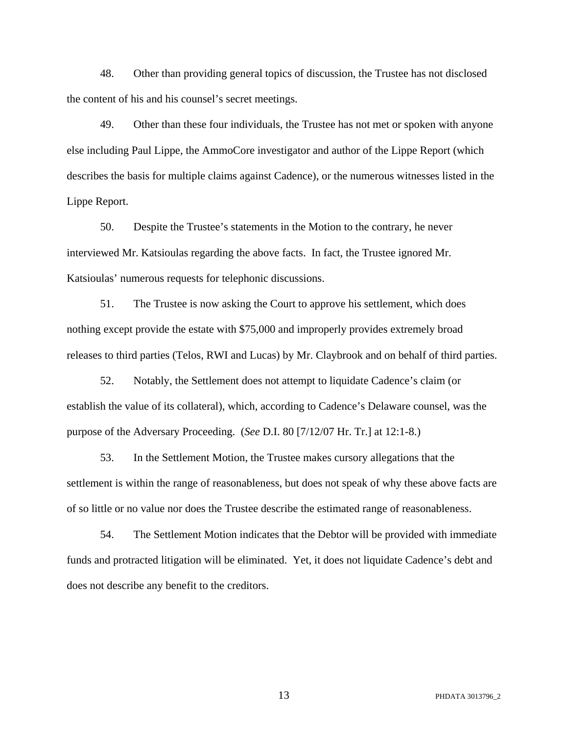48. Other than providing general topics of discussion, the Trustee has not disclosed the content of his and his counsel's secret meetings.

49. Other than these four individuals, the Trustee has not met or spoken with anyone else including Paul Lippe, the AmmoCore investigator and author of the Lippe Report (which describes the basis for multiple claims against Cadence), or the numerous witnesses listed in the Lippe Report.

50. Despite the Trustee's statements in the Motion to the contrary, he never interviewed Mr. Katsioulas regarding the above facts. In fact, the Trustee ignored Mr. Katsioulas' numerous requests for telephonic discussions.

51. The Trustee is now asking the Court to approve his settlement, which does nothing except provide the estate with $75,000 and improperly provides extremely broad releases to third parties (Telos, RWI and Lucas) by Mr. Claybrook and on behalf of third parties.

52. Notably, the Settlement does not attempt to liquidate Cadence's claim (or establish the value of its collateral), which, according to Cadence's Delaware counsel, was the purpose of the Adversary Proceeding. (*See* D.I. 80 [7/12/07 Hr. Tr.] at 12:1-8.)

53. In the Settlement Motion, the Trustee makes cursory allegations that the settlement is within the range of reasonableness, but does not speak of why these above facts are of so little or no value nor does the Trustee describe the estimated range of reasonableness.

54. The Settlement Motion indicates that the Debtor will be provided with immediate funds and protracted litigation will be eliminated. Yet, it does not liquidate Cadence's debt and does not describe any benefit to the creditors.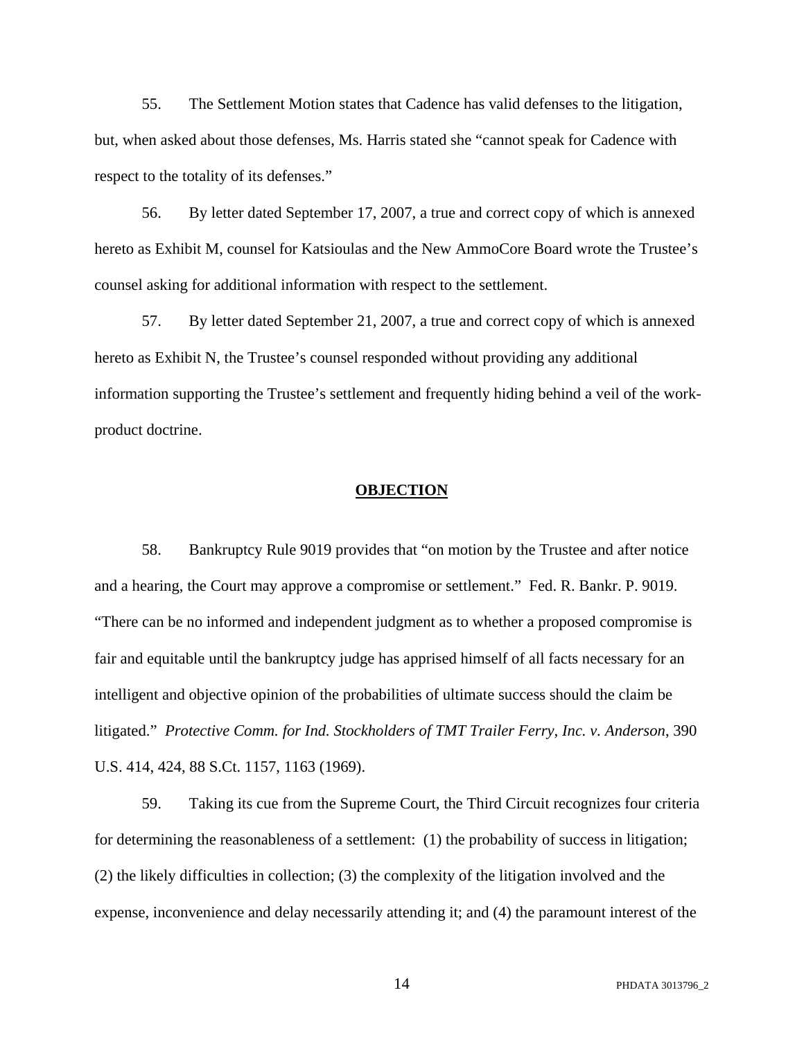55. The Settlement Motion states that Cadence has valid defenses to the litigation, but, when asked about those defenses, Ms. Harris stated she "cannot speak for Cadence with respect to the totality of its defenses."

56. By letter dated September 17, 2007, a true and correct copy of which is annexed hereto as Exhibit M, counsel for Katsioulas and the New AmmoCore Board wrote the Trustee's counsel asking for additional information with respect to the settlement.

57. By letter dated September 21, 2007, a true and correct copy of which is annexed hereto as Exhibit N, the Trustee's counsel responded without providing any additional information supporting the Trustee's settlement and frequently hiding behind a veil of the work-product doctrine.

## **OBJECTION**

58. Bankruptcy Rule 9019 provides that "on motion by the Trustee and after notice and a hearing, the Court may approve a compromise or settlement." Fed. R. Bankr. P. 9019. "There can be no informed and independent judgment as to whether a proposed compromise is fair and equitable until the bankruptcy judge has apprised himself of all facts necessary for an intelligent and objective opinion of the probabilities of ultimate success should the claim be litigated." *Protective Comm. for Ind. Stockholders of TMT Trailer Ferry, Inc. v. Anderson*, 390 U.S. 414, 424, 88 S.Ct. 1157, 1163 (1969).

59. Taking its cue from the Supreme Court, the Third Circuit recognizes four criteria for determining the reasonableness of a settlement: (1) the probability of success in litigation; (2) the likely difficulties in collection; (3) the complexity of the litigation involved and the expense, inconvenience and delay necessarily attending it; and (4) the paramount interest of the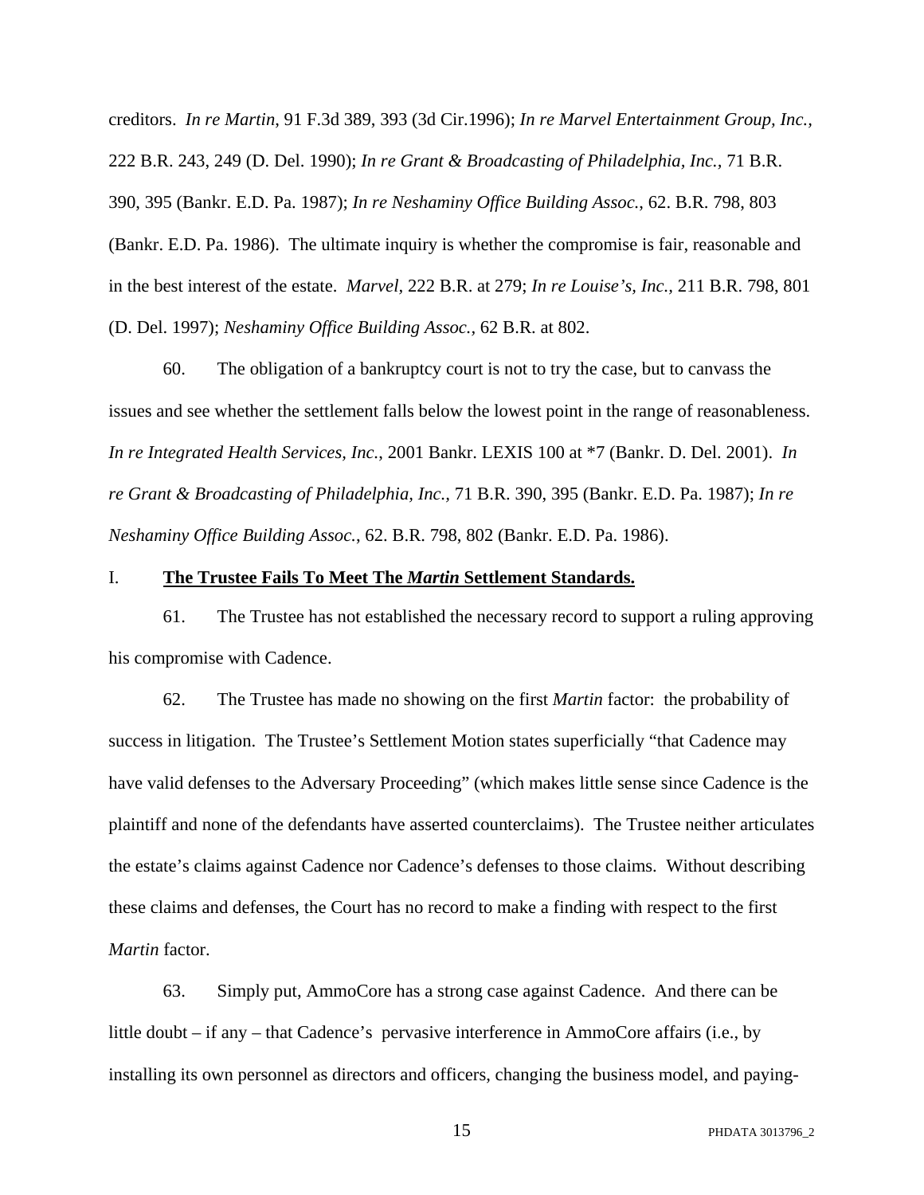creditors. *In re Martin*, 91 F.3d 389, 393 (3d Cir.1996); *In re Marvel Entertainment Group, Inc.*, 222 B.R. 243, 249 (D. Del. 1990); *In re Grant & Broadcasting of Philadelphia, Inc.,* 71 B.R. 390, 395 (Bankr. E.D. Pa. 1987); *In re Neshaminy Office Building Assoc.*, 62. B.R. 798, 803 (Bankr. E.D. Pa. 1986). The ultimate inquiry is whether the compromise is fair, reasonable and in the best interest of the estate. *Marvel,* 222 B.R. at 279; *In re Louise's, Inc.*, 211 B.R. 798, 801 (D. Del. 1997); *Neshaminy Office Building Assoc.,* 62 B.R. at 802.

60. The obligation of a bankruptcy court is not to try the case, but to canvass the issues and see whether the settlement falls below the lowest point in the range of reasonableness. *In re Integrated Health Services, Inc.*, 2001 Bankr. LEXIS 100 at *7 (Bankr. D. Del. 2001). *In re Grant & Broadcasting of Philadelphia, Inc.*, 71 B.R. 390, 395 (Bankr. E.D. Pa. 1987); *In re Neshaminy Office Building Assoc.*, 62. B.R. 798, 802 (Bankr. E.D. Pa. 1986).

## I. **The Trustee Fails To Meet The *Martin* Settlement Standards.**

61. The Trustee has not established the necessary record to support a ruling approving his compromise with Cadence.

62. The Trustee has made no showing on the first *Martin* factor: the probability of success in litigation. The Trustee's Settlement Motion states superficially "that Cadence may have valid defenses to the Adversary Proceeding" (which makes little sense since Cadence is the plaintiff and none of the defendants have asserted counterclaims). The Trustee neither articulates the estate's claims against Cadence nor Cadence's defenses to those claims. Without describing these claims and defenses, the Court has no record to make a finding with respect to the first *Martin* factor.

63. Simply put, AmmoCore has a strong case against Cadence. And there can be little doubt – if any – that Cadence's pervasive interference in AmmoCore affairs (i.e., by installing its own personnel as directors and officers, changing the business model, and paying-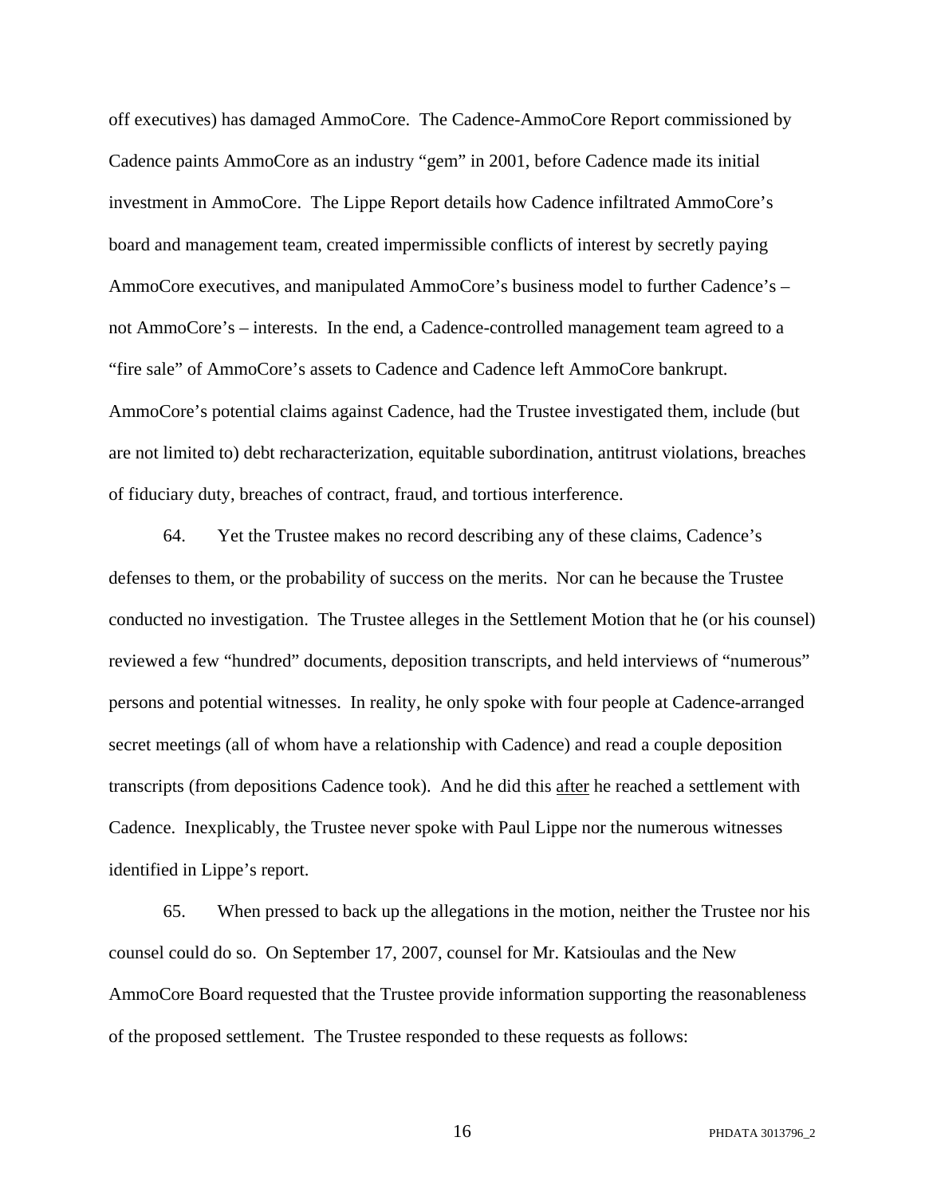off executives) has damaged AmmoCore. The Cadence-AmmoCore Report commissioned by Cadence paints AmmoCore as an industry "gem" in 2001, before Cadence made its initial investment in AmmoCore. The Lippe Report details how Cadence infiltrated AmmoCore's board and management team, created impermissible conflicts of interest by secretly paying AmmoCore executives, and manipulated AmmoCore's business model to further Cadence's – not AmmoCore's – interests. In the end, a Cadence-controlled management team agreed to a "fire sale" of AmmoCore's assets to Cadence and Cadence left AmmoCore bankrupt. AmmoCore's potential claims against Cadence, had the Trustee investigated them, include (but are not limited to) debt recharacterization, equitable subordination, antitrust violations, breaches of fiduciary duty, breaches of contract, fraud, and tortious interference.

64. Yet the Trustee makes no record describing any of these claims, Cadence's defenses to them, or the probability of success on the merits. Nor can he because the Trustee conducted no investigation. The Trustee alleges in the Settlement Motion that he (or his counsel) reviewed a few "hundred" documents, deposition transcripts, and held interviews of "numerous" persons and potential witnesses. In reality, he only spoke with four people at Cadence-arranged secret meetings (all of whom have a relationship with Cadence) and read a couple deposition transcripts (from depositions Cadence took). And he did this <u>after</u> he reached a settlement with Cadence. Inexplicably, the Trustee never spoke with Paul Lippe nor the numerous witnesses identified in Lippe's report.

65. When pressed to back up the allegations in the motion, neither the Trustee nor his counsel could do so. On September 17, 2007, counsel for Mr. Katsioulas and the New AmmoCore Board requested that the Trustee provide information supporting the reasonableness of the proposed settlement. The Trustee responded to these requests as follows: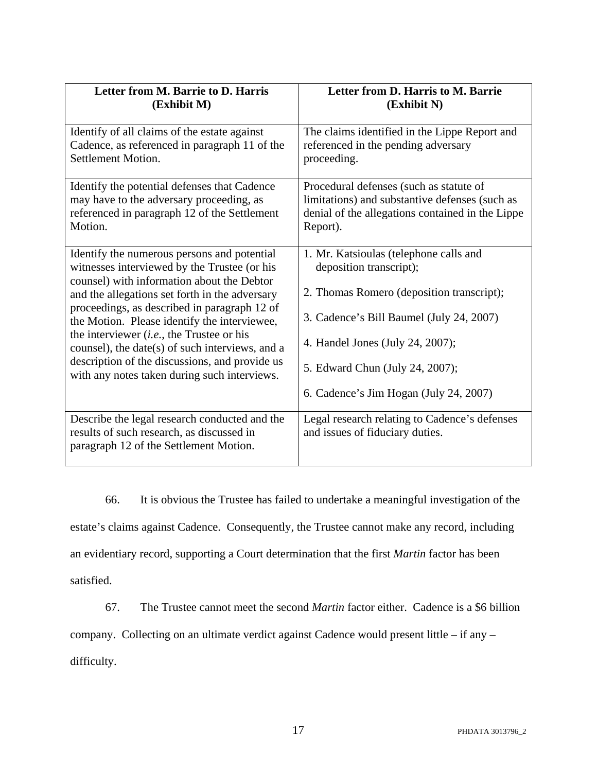| **Letter from M. Barrie to D. Harris (Exhibit M)** | **Letter from D. Harris to M. Barrie (Exhibit N)** |
|---|---|
| Identify of all claims of the estate against Cadence, as referenced in paragraph 11 of the Settlement Motion. | The claims identified in the Lippe Report and referenced in the pending adversary proceeding. |
| Identify the potential defenses that Cadence may have to the adversary proceeding, as referenced in paragraph 12 of the Settlement Motion. | Procedural defenses (such as statute of limitations) and substantive defenses (such as denial of the allegations contained in the Lippe Report). |
| Identify the numerous persons and potential witnesses interviewed by the Trustee (or his counsel) with information about the Debtor and the allegations set forth in the adversary proceedings, as described in paragraph 12 of the Motion. Please identify the interviewee, the interviewer (*i.e.*, the Trustee or his counsel), the date(s) of such interviews, and a description of the discussions, and provide us with any notes taken during such interviews. | 1. Mr. Katsioulas (telephone calls and deposition transcript); <br> 2. Thomas Romero (deposition transcript); <br> 3. Cadence's Bill Baumel (July 24, 2007) <br> 4. Handel Jones (July 24, 2007); <br> 5. Edward Chun (July 24, 2007); <br> 6. Cadence's Jim Hogan (July 24, 2007) |
| Describe the legal research conducted and the results of such research, as discussed in paragraph 12 of the Settlement Motion. | Legal research relating to Cadence's defenses and issues of fiduciary duties. |

66. It is obvious the Trustee has failed to undertake a meaningful investigation of the estate's claims against Cadence. Consequently, the Trustee cannot make any record, including an evidentiary record, supporting a Court determination that the first *Martin* factor has been satisfied.

67. The Trustee cannot meet the second *Martin* factor either. Cadence is a $6 billion company. Collecting on an ultimate verdict against Cadence would present little – if any – difficulty.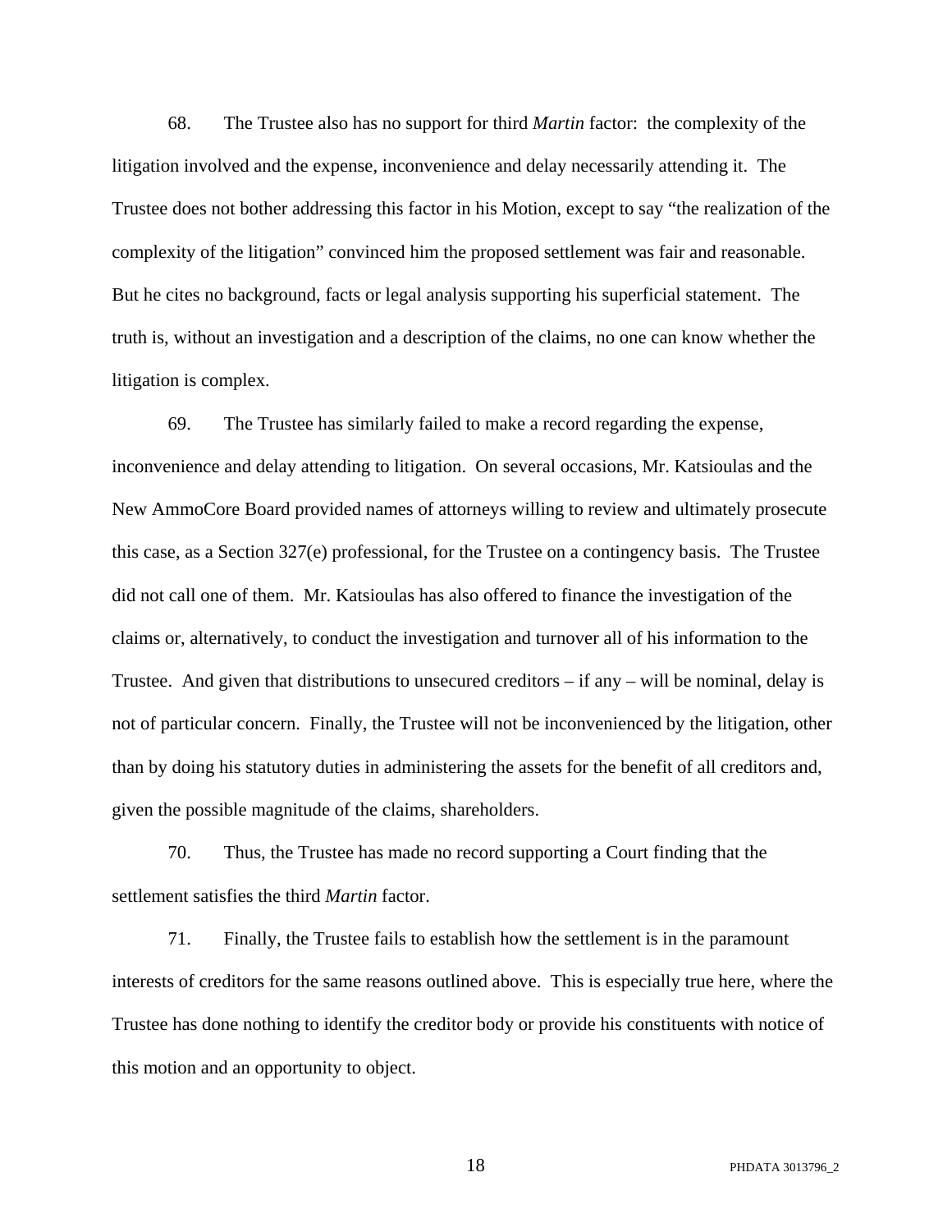68. The Trustee also has no support for third *Martin* factor: the complexity of the litigation involved and the expense, inconvenience and delay necessarily attending it. The Trustee does not bother addressing this factor in his Motion, except to say "the realization of the complexity of the litigation" convinced him the proposed settlement was fair and reasonable. But he cites no background, facts or legal analysis supporting his superficial statement. The truth is, without an investigation and a description of the claims, no one can know whether the litigation is complex.

69. The Trustee has similarly failed to make a record regarding the expense, inconvenience and delay attending to litigation. On several occasions, Mr. Katsioulas and the New AmmoCore Board provided names of attorneys willing to review and ultimately prosecute this case, as a Section 327(e) professional, for the Trustee on a contingency basis. The Trustee did not call one of them. Mr. Katsioulas has also offered to finance the investigation of the claims or, alternatively, to conduct the investigation and turnover all of his information to the Trustee. And given that distributions to unsecured creditors – if any – will be nominal, delay is not of particular concern. Finally, the Trustee will not be inconvenienced by the litigation, other than by doing his statutory duties in administering the assets for the benefit of all creditors and, given the possible magnitude of the claims, shareholders.

70. Thus, the Trustee has made no record supporting a Court finding that the settlement satisfies the third *Martin* factor.

71. Finally, the Trustee fails to establish how the settlement is in the paramount interests of creditors for the same reasons outlined above. This is especially true here, where the Trustee has done nothing to identify the creditor body or provide his constituents with notice of this motion and an opportunity to object.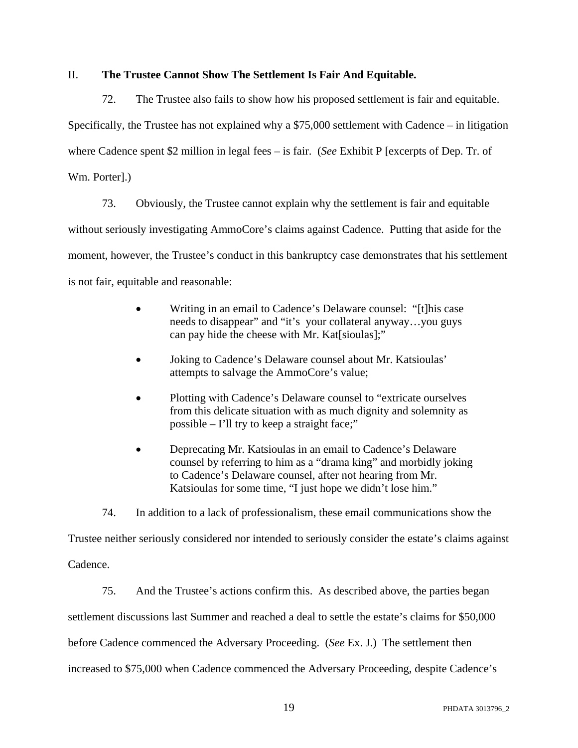II. **The Trustee Cannot Show The Settlement Is Fair And Equitable.**

72. The Trustee also fails to show how his proposed settlement is fair and equitable. Specifically, the Trustee has not explained why a $75,000 settlement with Cadence – in litigation where Cadence spent $2 million in legal fees – is fair. (*See* Exhibit P [excerpts of Dep. Tr. of Wm. Porter].)

73. Obviously, the Trustee cannot explain why the settlement is fair and equitable without seriously investigating AmmoCore's claims against Cadence. Putting that aside for the moment, however, the Trustee's conduct in this bankruptcy case demonstrates that his settlement is not fair, equitable and reasonable:

- Writing in an email to Cadence's Delaware counsel: "[t]his case needs to disappear" and "it's your collateral anyway…you guys can pay hide the cheese with Mr. Kat[sioulas];"
- Joking to Cadence's Delaware counsel about Mr. Katsioulas' attempts to salvage the AmmoCore's value;
- Plotting with Cadence's Delaware counsel to "extricate ourselves from this delicate situation with as much dignity and solemnity as possible – I'll try to keep a straight face;"
- Deprecating Mr. Katsioulas in an email to Cadence's Delaware counsel by referring to him as a "drama king" and morbidly joking to Cadence's Delaware counsel, after not hearing from Mr. Katsioulas for some time, "I just hope we didn't lose him."

74. In addition to a lack of professionalism, these email communications show the Trustee neither seriously considered nor intended to seriously consider the estate's claims against Cadence.

75. And the Trustee's actions confirm this. As described above, the parties began settlement discussions last Summer and reached a deal to settle the estate's claims for $50,000 <u>before</u> Cadence commenced the Adversary Proceeding. (*See* Ex. J.) The settlement then increased to $75,000 when Cadence commenced the Adversary Proceeding, despite Cadence's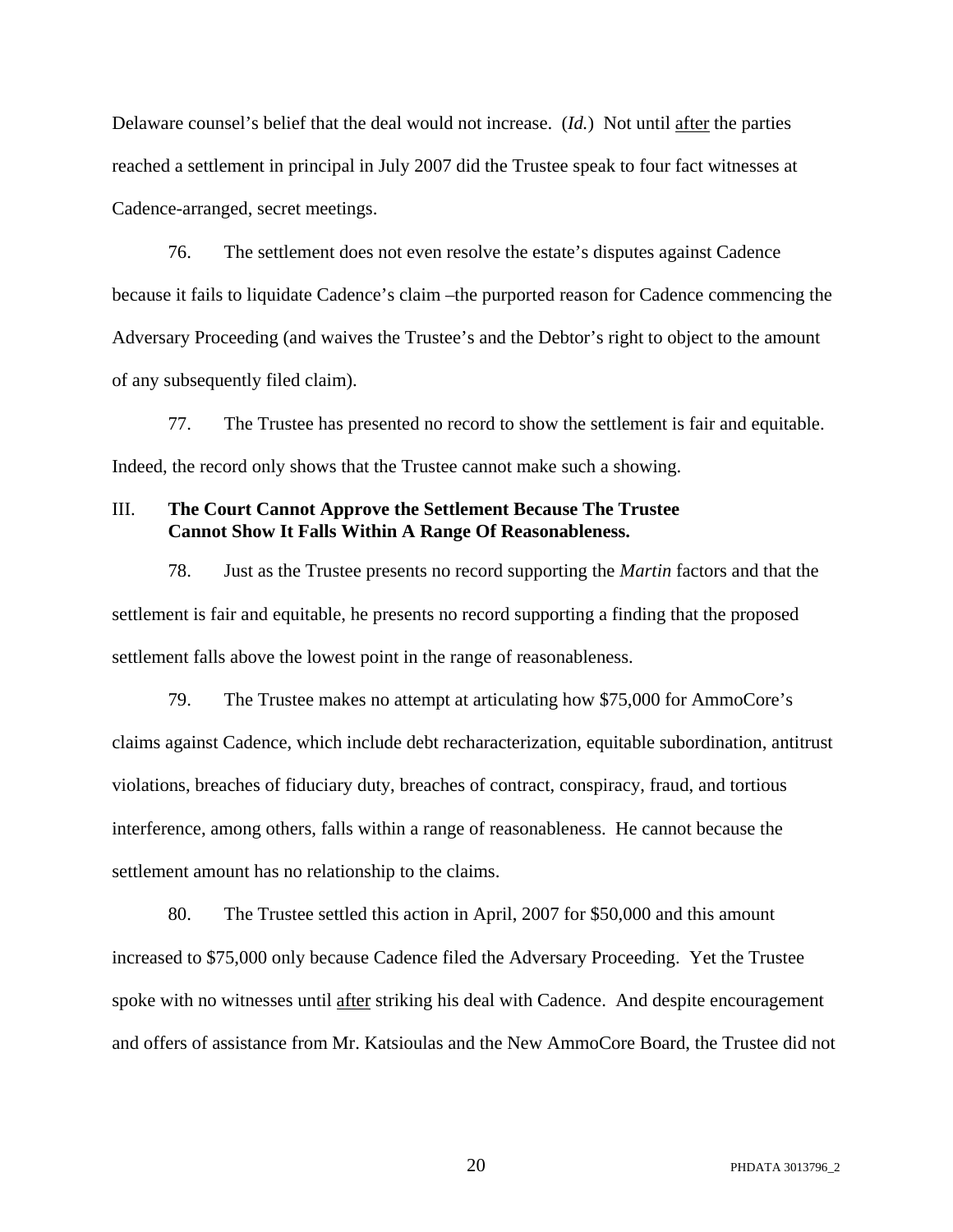Delaware counsel's belief that the deal would not increase. (*Id.*) Not until after the parties reached a settlement in principal in July 2007 did the Trustee speak to four fact witnesses at Cadence-arranged, secret meetings.

76. The settlement does not even resolve the estate's disputes against Cadence because it fails to liquidate Cadence's claim –the purported reason for Cadence commencing the Adversary Proceeding (and waives the Trustee's and the Debtor's right to object to the amount of any subsequently filed claim).

77. The Trustee has presented no record to show the settlement is fair and equitable. Indeed, the record only shows that the Trustee cannot make such a showing.

### III. **The Court Cannot Approve the Settlement Because The Trustee Cannot Show It Falls Within A Range Of Reasonableness.**

78. Just as the Trustee presents no record supporting the *Martin* factors and that the settlement is fair and equitable, he presents no record supporting a finding that the proposed settlement falls above the lowest point in the range of reasonableness.

79. The Trustee makes no attempt at articulating how $75,000 for AmmoCore's claims against Cadence, which include debt recharacterization, equitable subordination, antitrust violations, breaches of fiduciary duty, breaches of contract, conspiracy, fraud, and tortious interference, among others, falls within a range of reasonableness. He cannot because the settlement amount has no relationship to the claims.

80. The Trustee settled this action in April, 2007 for $50,000 and this amount increased to $75,000 only because Cadence filed the Adversary Proceeding. Yet the Trustee spoke with no witnesses until after striking his deal with Cadence. And despite encouragement and offers of assistance from Mr. Katsioulas and the New AmmoCore Board, the Trustee did not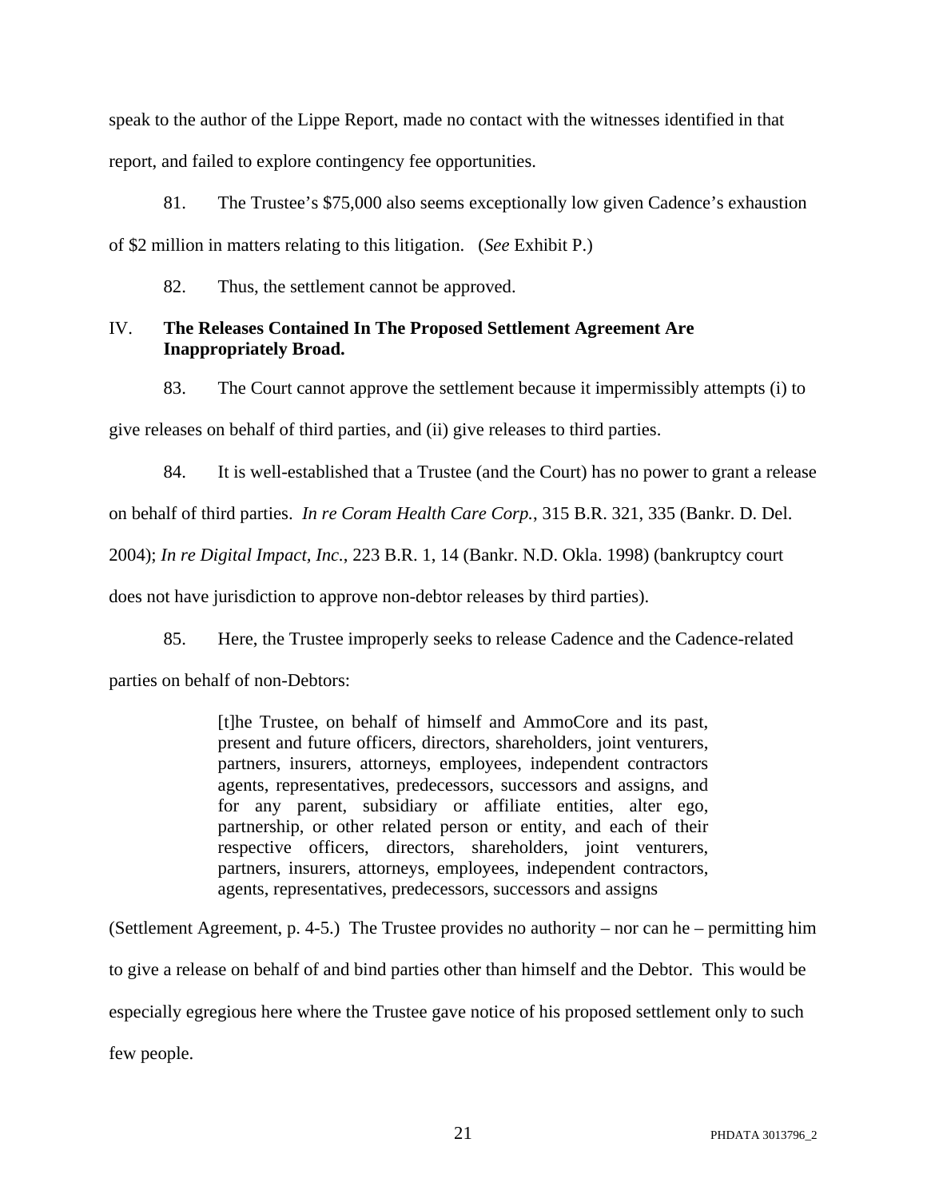speak to the author of the Lippe Report, made no contact with the witnesses identified in that report, and failed to explore contingency fee opportunities.

81. The Trustee's $75,000 also seems exceptionally low given Cadence's exhaustion of $2 million in matters relating to this litigation. (*See* Exhibit P.)

82. Thus, the settlement cannot be approved.

IV. **The Releases Contained In The Proposed Settlement Agreement Are Inappropriately Broad.**

83. The Court cannot approve the settlement because it impermissibly attempts (i) to give releases on behalf of third parties, and (ii) give releases to third parties.

84. It is well-established that a Trustee (and the Court) has no power to grant a release on behalf of third parties. *In re Coram Health Care Corp.*, 315 B.R. 321, 335 (Bankr. D. Del. 2004); *In re Digital Impact, Inc.*, 223 B.R. 1, 14 (Bankr. N.D. Okla. 1998) (bankruptcy court does not have jurisdiction to approve non-debtor releases by third parties).

85. Here, the Trustee improperly seeks to release Cadence and the Cadence-related parties on behalf of non-Debtors:

> [t]he Trustee, on behalf of himself and AmmoCore and its past, present and future officers, directors, shareholders, joint venturers, partners, insurers, attorneys, employees, independent contractors agents, representatives, predecessors, successors and assigns, and for any parent, subsidiary or affiliate entities, alter ego, partnership, or other related person or entity, and each of their respective officers, directors, shareholders, joint venturers, partners, insurers, attorneys, employees, independent contractors, agents, representatives, predecessors, successors and assigns

(Settlement Agreement, p. 4-5.) The Trustee provides no authority – nor can he – permitting him to give a release on behalf of and bind parties other than himself and the Debtor. This would be especially egregious here where the Trustee gave notice of his proposed settlement only to such few people.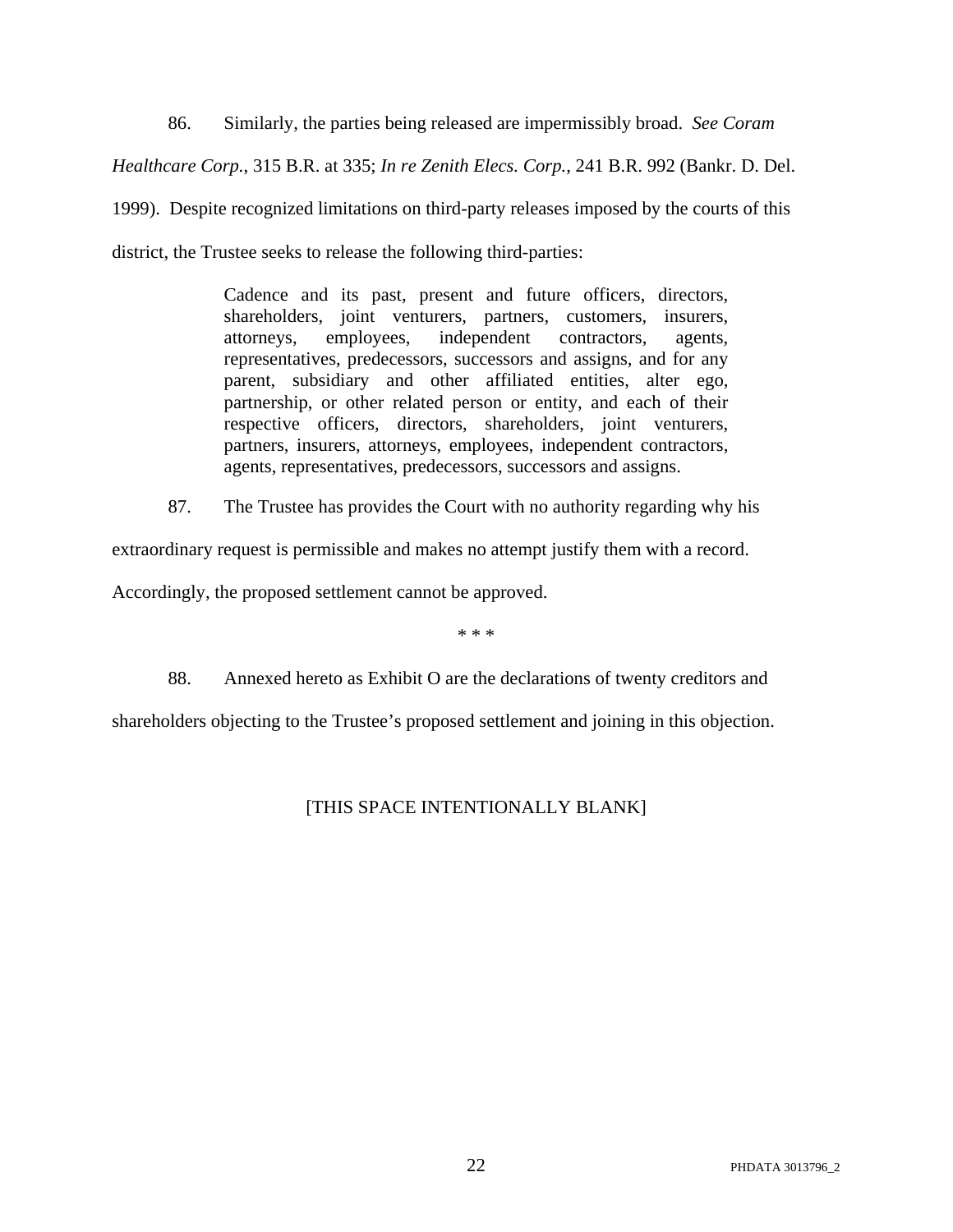86. Similarly, the parties being released are impermissibly broad. *See Coram Healthcare Corp.*, 315 B.R. at 335; *In re Zenith Elecs. Corp.*, 241 B.R. 992 (Bankr. D. Del. 1999). Despite recognized limitations on third-party releases imposed by the courts of this district, the Trustee seeks to release the following third-parties:

> Cadence and its past, present and future officers, directors, shareholders, joint venturers, partners, customers, insurers, attorneys, employees, independent contractors, agents, representatives, predecessors, successors and assigns, and for any parent, subsidiary and other affiliated entities, alter ego, partnership, or other related person or entity, and each of their respective officers, directors, shareholders, joint venturers, partners, insurers, attorneys, employees, independent contractors, agents, representatives, predecessors, successors and assigns.

87. The Trustee has provides the Court with no authority regarding why his extraordinary request is permissible and makes no attempt justify them with a record. Accordingly, the proposed settlement cannot be approved.

\* \* \*

88. Annexed hereto as Exhibit O are the declarations of twenty creditors and shareholders objecting to the Trustee's proposed settlement and joining in this objection.

[THIS SPACE INTENTIONALLY BLANK]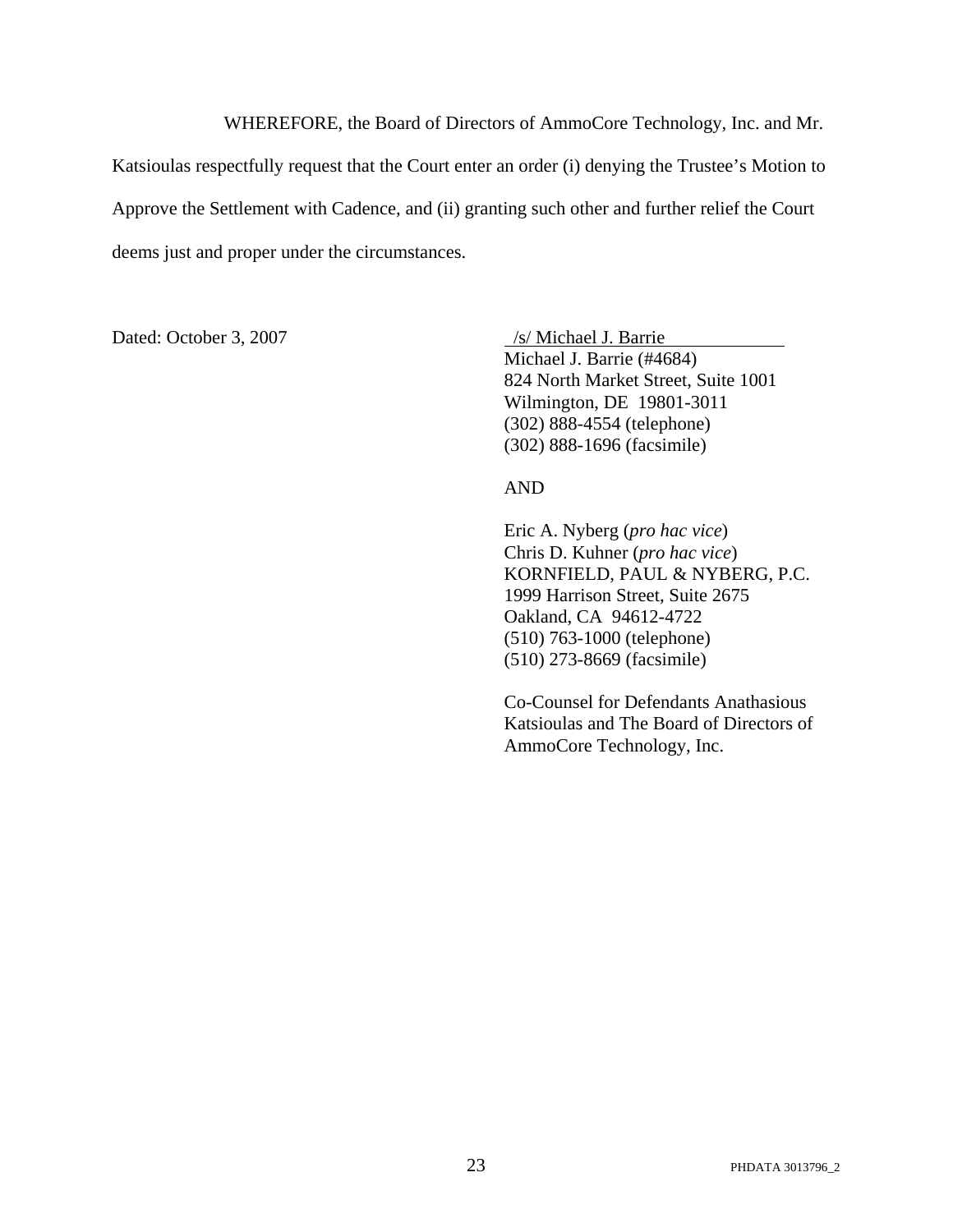WHEREFORE, the Board of Directors of AmmoCore Technology, Inc. and Mr. Katsioulas respectfully request that the Court enter an order (i) denying the Trustee's Motion to Approve the Settlement with Cadence, and (ii) granting such other and further relief the Court deems just and proper under the circumstances.

Dated: October 3, 2007

/s/ Michael J. Barrie
Michael J. Barrie (#4684)
824 North Market Street, Suite 1001
Wilmington, DE 19801-3011
(302) 888-4554 (telephone)
(302) 888-1696 (facsimile)

AND

Eric A. Nyberg (*pro hac vice*)
Chris D. Kuhner (*pro hac vice*)
KORNFIELD, PAUL & NYBERG, P.C.
1999 Harrison Street, Suite 2675
Oakland, CA 94612-4722
(510) 763-1000 (telephone)
(510) 273-8669 (facsimile)

Co-Counsel for Defendants Anathasious Katsioulas and The Board of Directors of AmmoCore Technology, Inc.

PHDATA 3013796_2